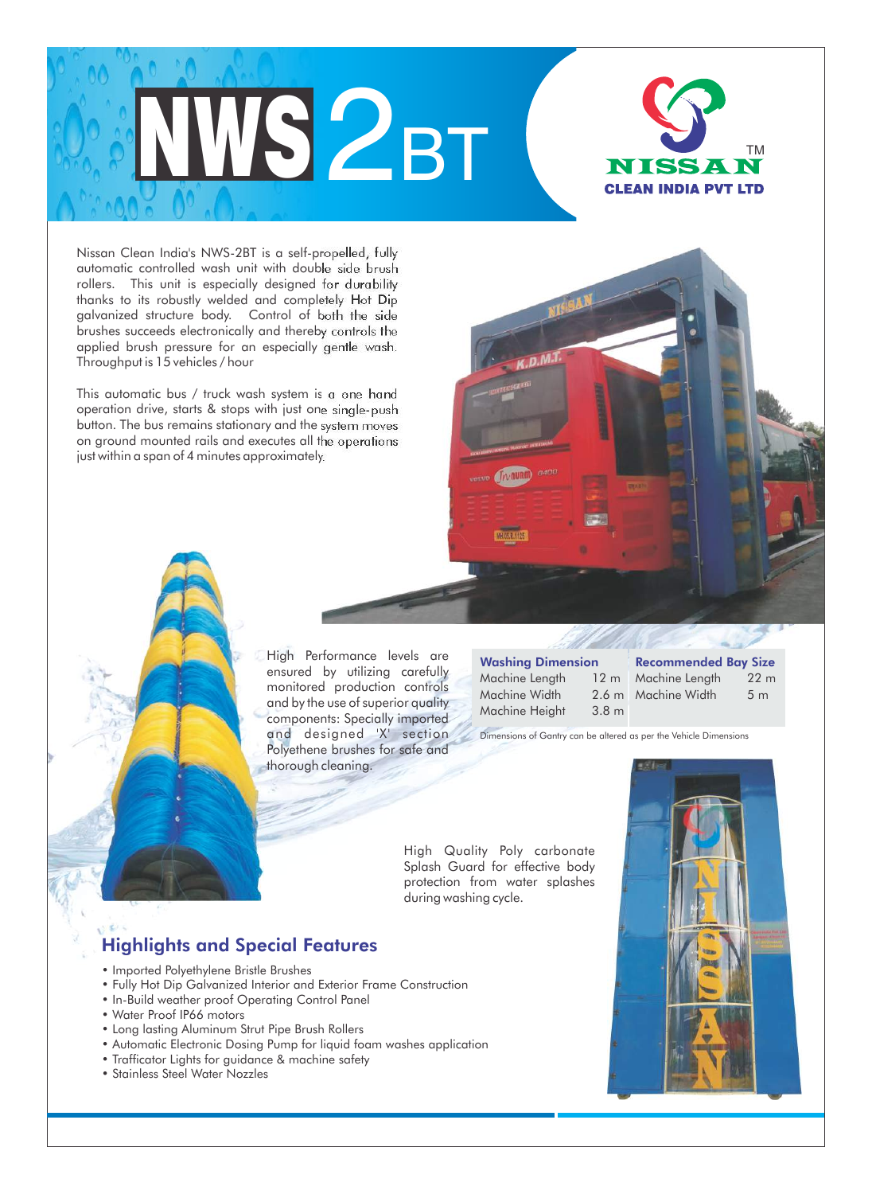# NWS 2BT

NISSAN™
CLEAN INDIA PVT LTD

Nissan Clean India's NWS-2BT is a self-propelled, fully automatic controlled wash unit with double side brush rollers. This unit is especially designed for durability thanks to its robustly welded and completely Hot Dip galvanized structure body. Control of both the side brushes succeeds electronically and thereby controls the applied brush pressure for an especially gentle wash. Throughput is 15 vehicles / hour

This automatic bus / truck wash system is a one hand operation drive, starts & stops with just one single-push button. The bus remains stationary and the system moves on ground mounted rails and executes all the operations just within a span of 4 minutes approximately.

High Performance levels are ensured by utilizing carefully monitored production controls and by the use of superior quality components: Specially imported and designed 'X' section Polyethene brushes for safe and thorough cleaning.

| Washing Dimension | | Recommended Bay Size | |
|---|---|---|---|
| Machine Length | 12 m | Machine Length | 22 m |
| Machine Width | 2.6 m | Machine Width | 5 m |
| Machine Height | 3.8 m | | |

Dimensions of Gantry can be altered as per the Vehicle Dimensions

High Quality Poly carbonate Splash Guard for effective body protection from water splashes during washing cycle.

## Highlights and Special Features

- Imported Polyethylene Bristle Brushes
- Fully Hot Dip Galvanized Interior and Exterior Frame Construction
- In-Build weather proof Operating Control Panel
- Water Proof IP66 motors
- Long lasting Aluminum Strut Pipe Brush Rollers
- Automatic Electronic Dosing Pump for liquid foam washes application
- Trafficator Lights for guidance & machine safety
- Stainless Steel Water Nozzles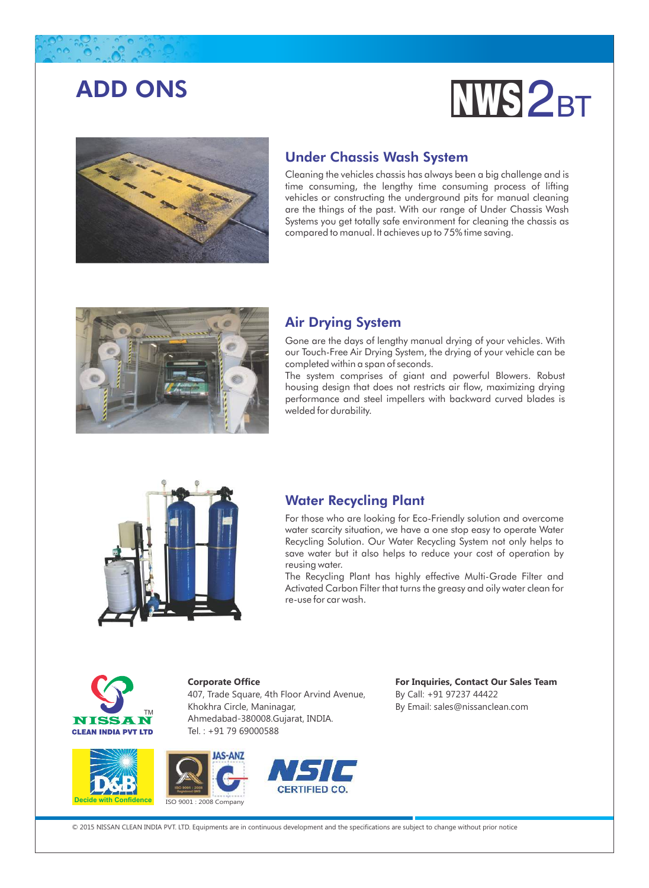# ADD ONS

**NWS 2BT**

## Under Chassis Wash System

Cleaning the vehicles chassis has always been a big challenge and is time consuming, the lengthy time consuming process of lifting vehicles or constructing the underground pits for manual cleaning are the things of the past. With our range of Under Chassis Wash Systems you get totally safe environment for cleaning the chassis as compared to manual. It achieves up to 75% time saving.

## Air Drying System

Gone are the days of lengthy manual drying of your vehicles. With our Touch-Free Air Drying System, the drying of your vehicle can be completed within a span of seconds.

The system comprises of giant and powerful Blowers. Robust housing design that does not restricts air flow, maximizing drying performance and steel impellers with backward curved blades is welded for durability.

## Water Recycling Plant

For those who are looking for Eco-Friendly solution and overcome water scarcity situation, we have a one stop easy to operate Water Recycling Solution. Our Water Recycling System not only helps to save water but it also helps to reduce your cost of operation by reusing water.

The Recycling Plant has highly effective Multi-Grade Filter and Activated Carbon Filter that turns the greasy and oily water clean for re-use for car wash.

NISSAN™
CLEAN INDIA PVT LTD

**Corporate Office**
407, Trade Square, 4th Floor Arvind Avenue,
Khokhra Circle, Maninagar,
Ahmedabad-380008.Gujarat, INDIA.
Tel. : +91 79 69000588

**For Inquiries, Contact Our Sales Team**
By Call: +91 97237 44422
By Email: sales@nissanclean.com

D&B Decide with Confidence

JAS-ANZ ISO 9001 : 2008 Company

NSIC CERTIFIED CO.

© 2015 NISSAN CLEAN INDIA PVT. LTD. Equipments are in continuous development and the specifications are subject to change without prior notice